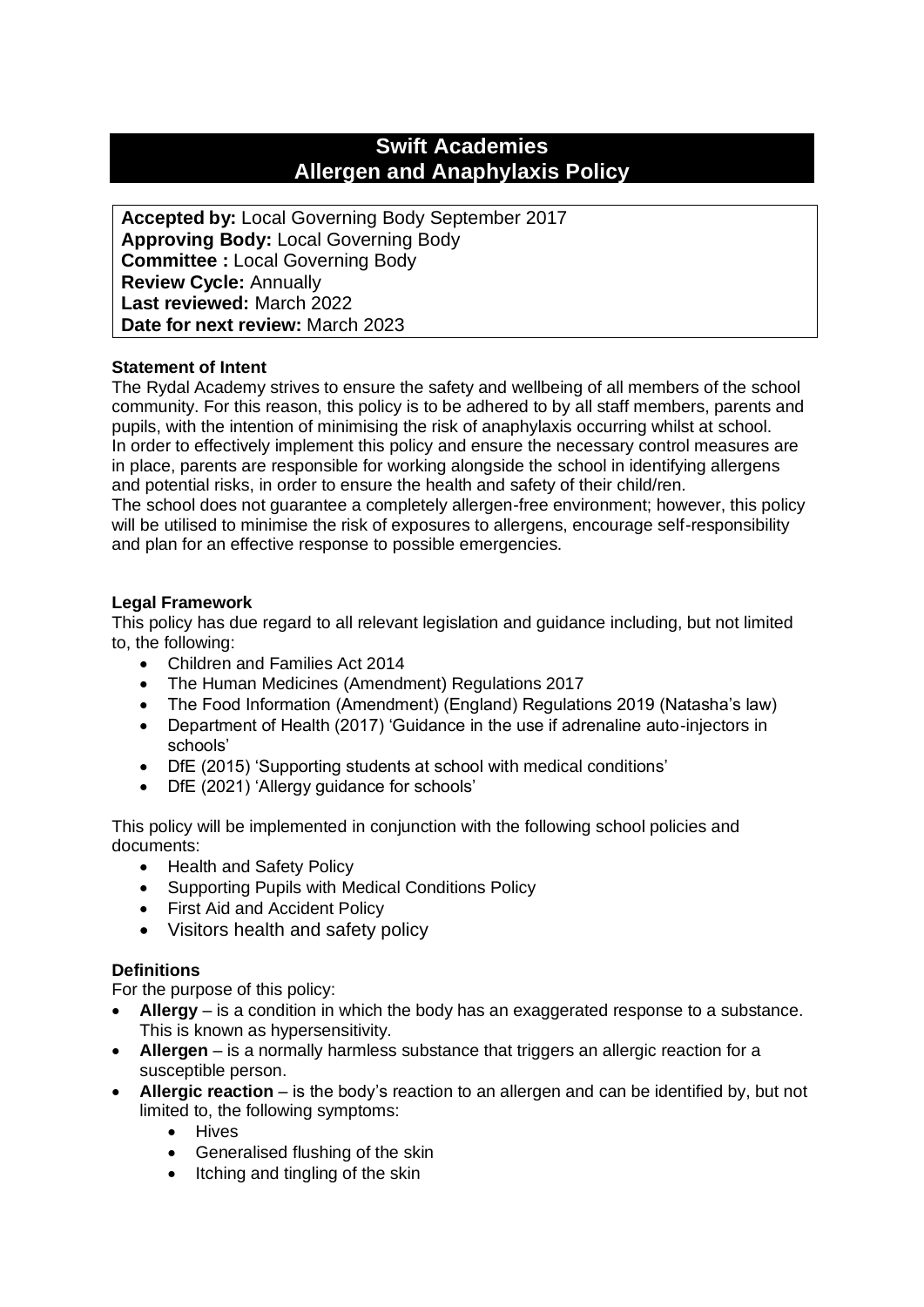# Swift Academies
# Allergen and Anaphylaxis Policy

**Accepted by:** Local Governing Body September 2017
**Approving Body:** Local Governing Body
**Committee :** Local Governing Body
**Review Cycle:** Annually
**Last reviewed:** March 2022
**Date for next review:** March 2023

**Statement of Intent**

The Rydal Academy strives to ensure the safety and wellbeing of all members of the school community. For this reason, this policy is to be adhered to by all staff members, parents and pupils, with the intention of minimising the risk of anaphylaxis occurring whilst at school.
In order to effectively implement this policy and ensure the necessary control measures are in place, parents are responsible for working alongside the school in identifying allergens and potential risks, in order to ensure the health and safety of their child/ren.
The school does not guarantee a completely allergen-free environment; however, this policy will be utilised to minimise the risk of exposures to allergens, encourage self-responsibility and plan for an effective response to possible emergencies.

**Legal Framework**

This policy has due regard to all relevant legislation and guidance including, but not limited to, the following:

- Children and Families Act 2014
- The Human Medicines (Amendment) Regulations 2017
- The Food Information (Amendment) (England) Regulations 2019 (Natasha's law)
- Department of Health (2017) 'Guidance in the use if adrenaline auto-injectors in schools'
- DfE (2015) 'Supporting students at school with medical conditions'
- DfE (2021) 'Allergy guidance for schools'

This policy will be implemented in conjunction with the following school policies and documents:

- Health and Safety Policy
- Supporting Pupils with Medical Conditions Policy
- First Aid and Accident Policy
- Visitors health and safety policy

**Definitions**

For the purpose of this policy:

- **Allergy** – is a condition in which the body has an exaggerated response to a substance. This is known as hypersensitivity.
- **Allergen** – is a normally harmless substance that triggers an allergic reaction for a susceptible person.
- **Allergic reaction** – is the body's reaction to an allergen and can be identified by, but not limited to, the following symptoms:
    - Hives
    - Generalised flushing of the skin
    - Itching and tingling of the skin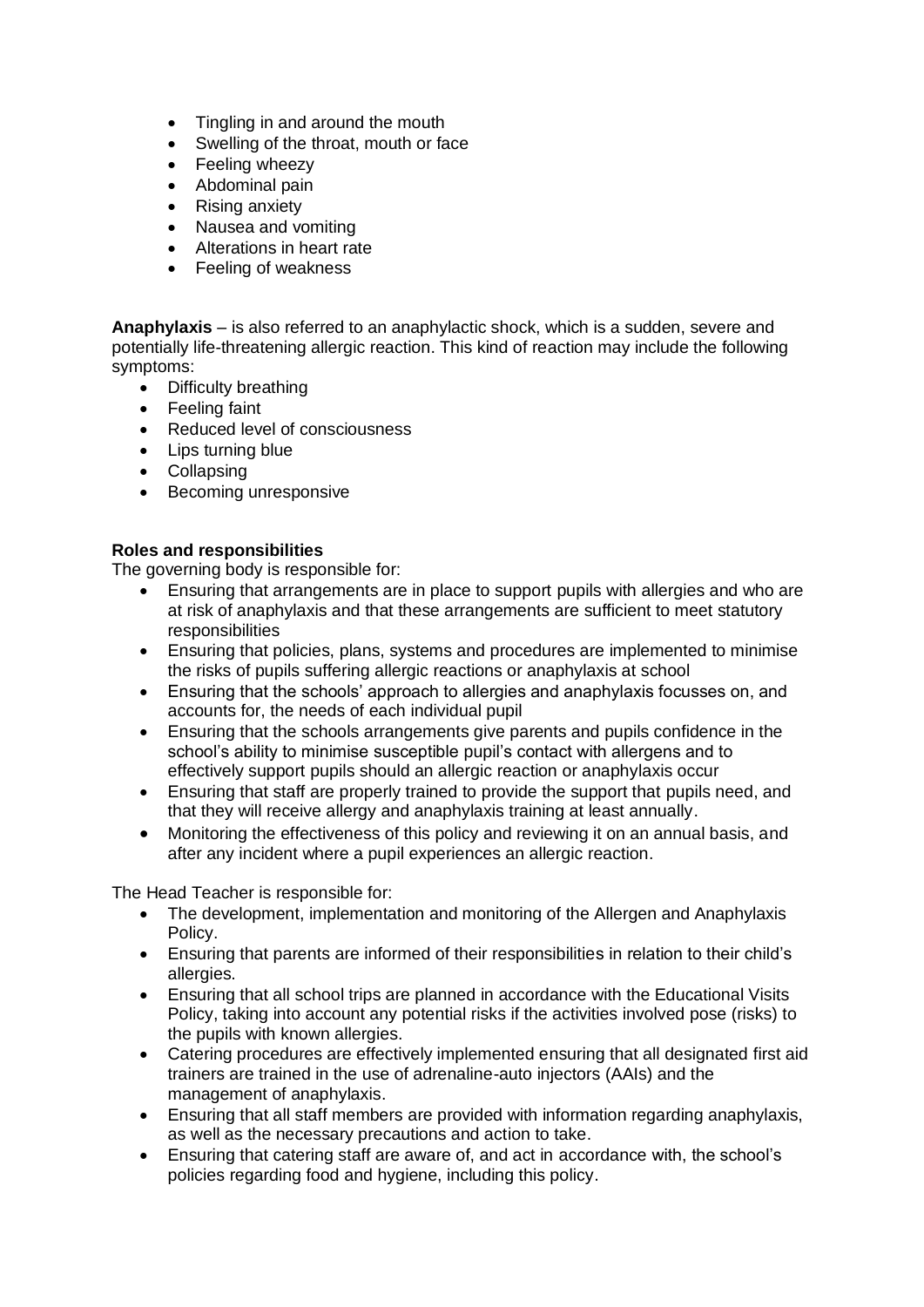- Tingling in and around the mouth
- Swelling of the throat, mouth or face
- Feeling wheezy
- Abdominal pain
- Rising anxiety
- Nausea and vomiting
- Alterations in heart rate
- Feeling of weakness

**Anaphylaxis** – is also referred to an anaphylactic shock, which is a sudden, severe and potentially life-threatening allergic reaction. This kind of reaction may include the following symptoms:

- Difficulty breathing
- Feeling faint
- Reduced level of consciousness
- Lips turning blue
- Collapsing
- Becoming unresponsive

**Roles and responsibilities**

The governing body is responsible for:

- Ensuring that arrangements are in place to support pupils with allergies and who are at risk of anaphylaxis and that these arrangements are sufficient to meet statutory responsibilities
- Ensuring that policies, plans, systems and procedures are implemented to minimise the risks of pupils suffering allergic reactions or anaphylaxis at school
- Ensuring that the schools' approach to allergies and anaphylaxis focusses on, and accounts for, the needs of each individual pupil
- Ensuring that the schools arrangements give parents and pupils confidence in the school's ability to minimise susceptible pupil's contact with allergens and to effectively support pupils should an allergic reaction or anaphylaxis occur
- Ensuring that staff are properly trained to provide the support that pupils need, and that they will receive allergy and anaphylaxis training at least annually.
- Monitoring the effectiveness of this policy and reviewing it on an annual basis, and after any incident where a pupil experiences an allergic reaction.

The Head Teacher is responsible for:

- The development, implementation and monitoring of the Allergen and Anaphylaxis Policy.
- Ensuring that parents are informed of their responsibilities in relation to their child's allergies.
- Ensuring that all school trips are planned in accordance with the Educational Visits Policy, taking into account any potential risks if the activities involved pose (risks) to the pupils with known allergies.
- Catering procedures are effectively implemented ensuring that all designated first aid trainers are trained in the use of adrenaline-auto injectors (AAIs) and the management of anaphylaxis.
- Ensuring that all staff members are provided with information regarding anaphylaxis, as well as the necessary precautions and action to take.
- Ensuring that catering staff are aware of, and act in accordance with, the school's policies regarding food and hygiene, including this policy.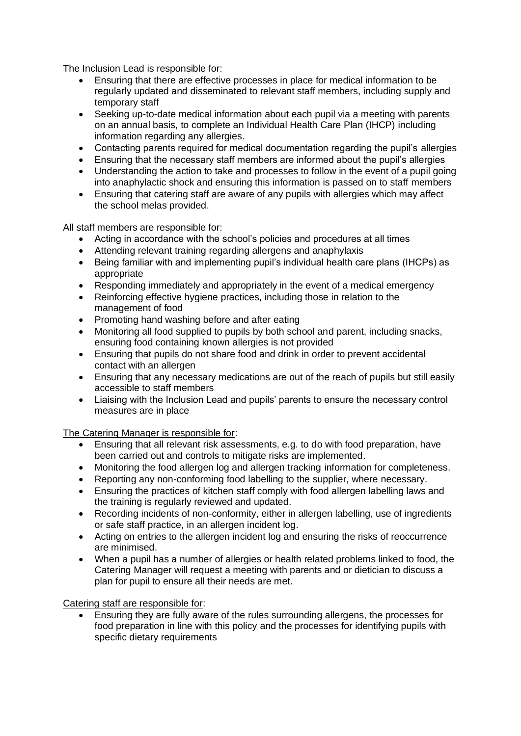The Inclusion Lead is responsible for:

- Ensuring that there are effective processes in place for medical information to be regularly updated and disseminated to relevant staff members, including supply and temporary staff
- Seeking up-to-date medical information about each pupil via a meeting with parents on an annual basis, to complete an Individual Health Care Plan (IHCP) including information regarding any allergies.
- Contacting parents required for medical documentation regarding the pupil's allergies
- Ensuring that the necessary staff members are informed about the pupil's allergies
- Understanding the action to take and processes to follow in the event of a pupil going into anaphylactic shock and ensuring this information is passed on to staff members
- Ensuring that catering staff are aware of any pupils with allergies which may affect the school melas provided.

All staff members are responsible for:

- Acting in accordance with the school's policies and procedures at all times
- Attending relevant training regarding allergens and anaphylaxis
- Being familiar with and implementing pupil's individual health care plans (IHCPs) as appropriate
- Responding immediately and appropriately in the event of a medical emergency
- Reinforcing effective hygiene practices, including those in relation to the management of food
- Promoting hand washing before and after eating
- Monitoring all food supplied to pupils by both school and parent, including snacks, ensuring food containing known allergies is not provided
- Ensuring that pupils do not share food and drink in order to prevent accidental contact with an allergen
- Ensuring that any necessary medications are out of the reach of pupils but still easily accessible to staff members
- Liaising with the Inclusion Lead and pupils' parents to ensure the necessary control measures are in place

<u>The Catering Manager is responsible for</u>:

- Ensuring that all relevant risk assessments, e.g. to do with food preparation, have been carried out and controls to mitigate risks are implemented.
- Monitoring the food allergen log and allergen tracking information for completeness.
- Reporting any non-conforming food labelling to the supplier, where necessary.
- Ensuring the practices of kitchen staff comply with food allergen labelling laws and the training is regularly reviewed and updated.
- Recording incidents of non-conformity, either in allergen labelling, use of ingredients or safe staff practice, in an allergen incident log.
- Acting on entries to the allergen incident log and ensuring the risks of reoccurrence are minimised.
- When a pupil has a number of allergies or health related problems linked to food, the Catering Manager will request a meeting with parents and or dietician to discuss a plan for pupil to ensure all their needs are met.

<u>Catering staff are responsible for</u>:

- Ensuring they are fully aware of the rules surrounding allergens, the processes for food preparation in line with this policy and the processes for identifying pupils with specific dietary requirements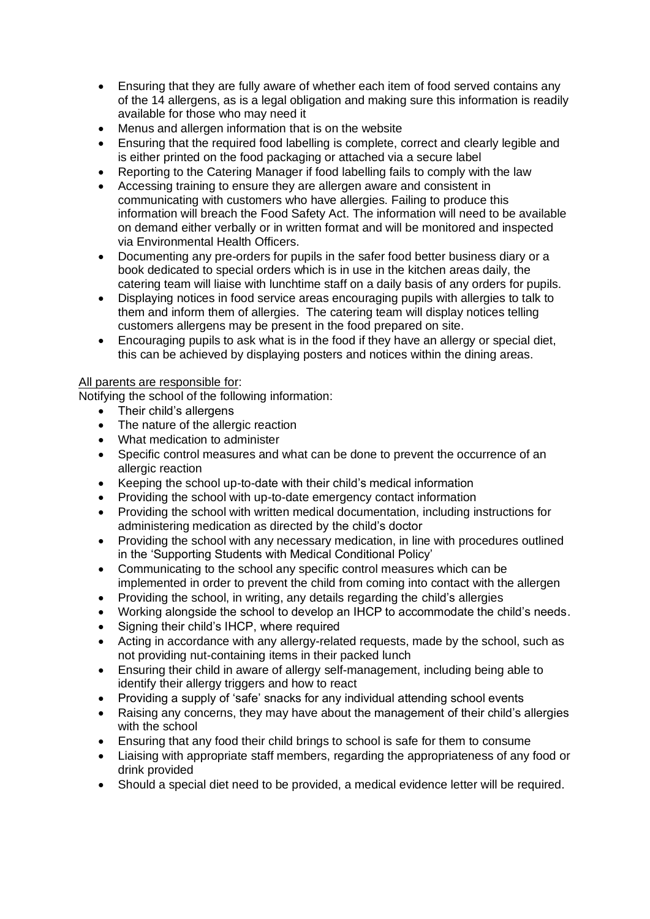- Ensuring that they are fully aware of whether each item of food served contains any of the 14 allergens, as is a legal obligation and making sure this information is readily available for those who may need it
- Menus and allergen information that is on the website
- Ensuring that the required food labelling is complete, correct and clearly legible and is either printed on the food packaging or attached via a secure label
- Reporting to the Catering Manager if food labelling fails to comply with the law
- Accessing training to ensure they are allergen aware and consistent in communicating with customers who have allergies. Failing to produce this information will breach the Food Safety Act. The information will need to be available on demand either verbally or in written format and will be monitored and inspected via Environmental Health Officers.
- Documenting any pre-orders for pupils in the safer food better business diary or a book dedicated to special orders which is in use in the kitchen areas daily, the catering team will liaise with lunchtime staff on a daily basis of any orders for pupils.
- Displaying notices in food service areas encouraging pupils with allergies to talk to them and inform them of allergies. The catering team will display notices telling customers allergens may be present in the food prepared on site.
- Encouraging pupils to ask what is in the food if they have an allergy or special diet, this can be achieved by displaying posters and notices within the dining areas.

<u>All parents are responsible for</u>:

Notifying the school of the following information:

- Their child's allergens
- The nature of the allergic reaction
- What medication to administer
- Specific control measures and what can be done to prevent the occurrence of an allergic reaction
- Keeping the school up-to-date with their child's medical information
- Providing the school with up-to-date emergency contact information
- Providing the school with written medical documentation, including instructions for administering medication as directed by the child's doctor
- Providing the school with any necessary medication, in line with procedures outlined in the 'Supporting Students with Medical Conditional Policy'
- Communicating to the school any specific control measures which can be implemented in order to prevent the child from coming into contact with the allergen
- Providing the school, in writing, any details regarding the child's allergies
- Working alongside the school to develop an IHCP to accommodate the child's needs.
- Signing their child's IHCP, where required
- Acting in accordance with any allergy-related requests, made by the school, such as not providing nut-containing items in their packed lunch
- Ensuring their child in aware of allergy self-management, including being able to identify their allergy triggers and how to react
- Providing a supply of 'safe' snacks for any individual attending school events
- Raising any concerns, they may have about the management of their child's allergies with the school
- Ensuring that any food their child brings to school is safe for them to consume
- Liaising with appropriate staff members, regarding the appropriateness of any food or drink provided
- Should a special diet need to be provided, a medical evidence letter will be required.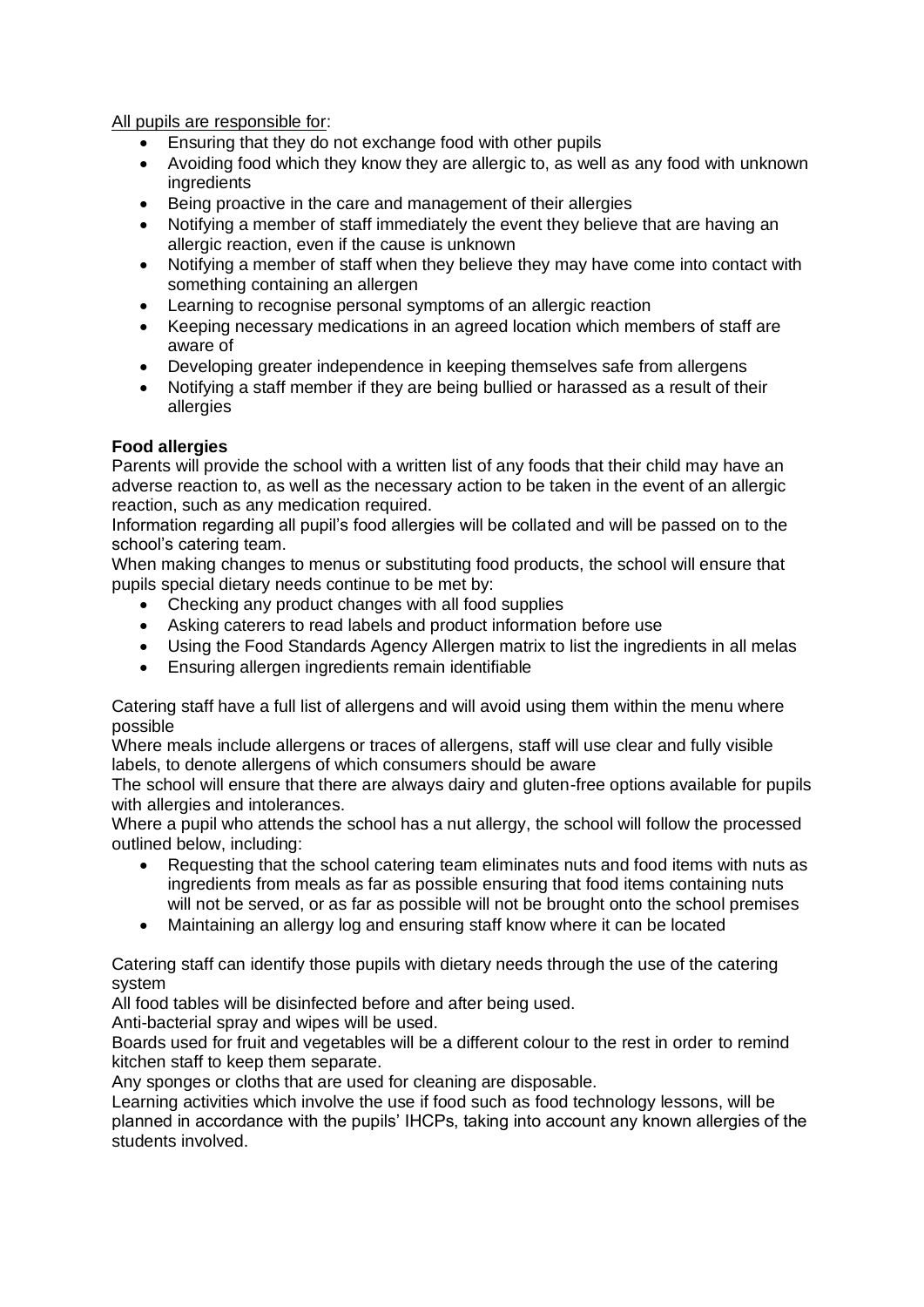<u>All pupils are responsible for</u>:

- Ensuring that they do not exchange food with other pupils
- Avoiding food which they know they are allergic to, as well as any food with unknown ingredients
- Being proactive in the care and management of their allergies
- Notifying a member of staff immediately the event they believe that are having an allergic reaction, even if the cause is unknown
- Notifying a member of staff when they believe they may have come into contact with something containing an allergen
- Learning to recognise personal symptoms of an allergic reaction
- Keeping necessary medications in an agreed location which members of staff are aware of
- Developing greater independence in keeping themselves safe from allergens
- Notifying a staff member if they are being bullied or harassed as a result of their allergies

**Food allergies**

Parents will provide the school with a written list of any foods that their child may have an adverse reaction to, as well as the necessary action to be taken in the event of an allergic reaction, such as any medication required.

Information regarding all pupil's food allergies will be collated and will be passed on to the school's catering team.

When making changes to menus or substituting food products, the school will ensure that pupils special dietary needs continue to be met by:

- Checking any product changes with all food supplies
- Asking caterers to read labels and product information before use
- Using the Food Standards Agency Allergen matrix to list the ingredients in all melas
- Ensuring allergen ingredients remain identifiable

Catering staff have a full list of allergens and will avoid using them within the menu where possible

Where meals include allergens or traces of allergens, staff will use clear and fully visible labels, to denote allergens of which consumers should be aware

The school will ensure that there are always dairy and gluten-free options available for pupils with allergies and intolerances.

Where a pupil who attends the school has a nut allergy, the school will follow the processed outlined below, including:

- Requesting that the school catering team eliminates nuts and food items with nuts as ingredients from meals as far as possible ensuring that food items containing nuts will not be served, or as far as possible will not be brought onto the school premises
- Maintaining an allergy log and ensuring staff know where it can be located

Catering staff can identify those pupils with dietary needs through the use of the catering system

All food tables will be disinfected before and after being used.

Anti-bacterial spray and wipes will be used.

Boards used for fruit and vegetables will be a different colour to the rest in order to remind kitchen staff to keep them separate.

Any sponges or cloths that are used for cleaning are disposable.

Learning activities which involve the use if food such as food technology lessons, will be planned in accordance with the pupils' IHCPs, taking into account any known allergies of the students involved.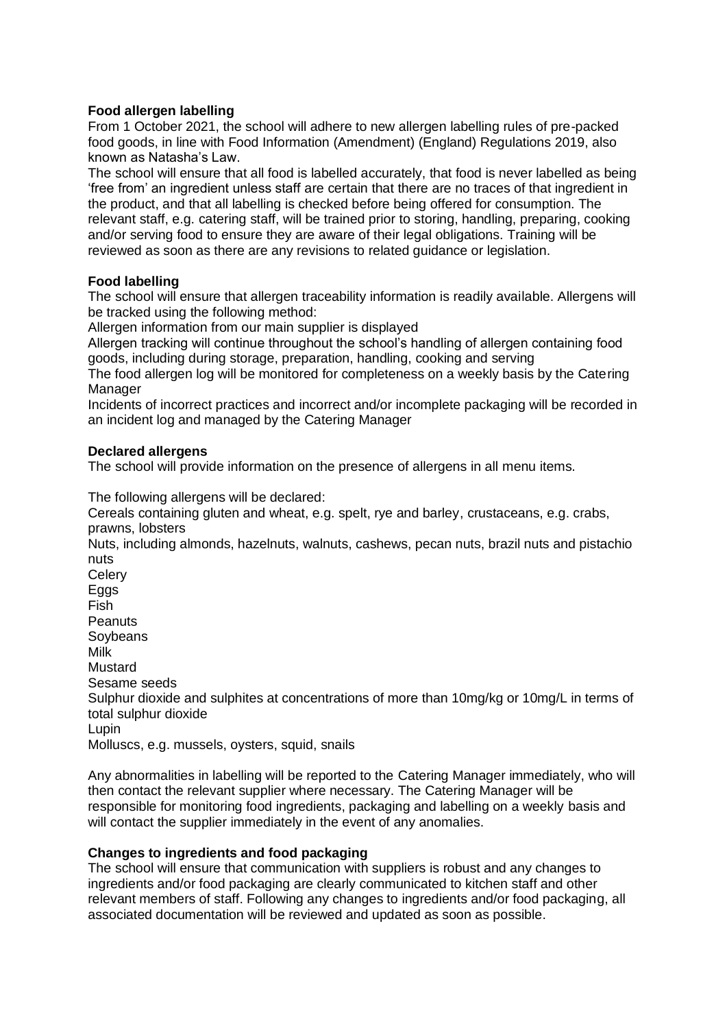**Food allergen labelling**

From 1 October 2021, the school will adhere to new allergen labelling rules of pre-packed food goods, in line with Food Information (Amendment) (England) Regulations 2019, also known as Natasha's Law.

The school will ensure that all food is labelled accurately, that food is never labelled as being 'free from' an ingredient unless staff are certain that there are no traces of that ingredient in the product, and that all labelling is checked before being offered for consumption. The relevant staff, e.g. catering staff, will be trained prior to storing, handling, preparing, cooking and/or serving food to ensure they are aware of their legal obligations. Training will be reviewed as soon as there are any revisions to related guidance or legislation.

**Food labelling**

The school will ensure that allergen traceability information is readily available. Allergens will be tracked using the following method:

Allergen information from our main supplier is displayed

Allergen tracking will continue throughout the school's handling of allergen containing food goods, including during storage, preparation, handling, cooking and serving

The food allergen log will be monitored for completeness on a weekly basis by the Catering Manager

Incidents of incorrect practices and incorrect and/or incomplete packaging will be recorded in an incident log and managed by the Catering Manager

**Declared allergens**

The school will provide information on the presence of allergens in all menu items.

The following allergens will be declared:

Cereals containing gluten and wheat, e.g. spelt, rye and barley, crustaceans, e.g. crabs, prawns, lobsters

Nuts, including almonds, hazelnuts, walnuts, cashews, pecan nuts, brazil nuts and pistachio nuts

Celery

Eggs

Fish

Peanuts

Soybeans

Milk

Mustard

Sesame seeds

Sulphur dioxide and sulphites at concentrations of more than 10mg/kg or 10mg/L in terms of total sulphur dioxide

Lupin

Molluscs, e.g. mussels, oysters, squid, snails

Any abnormalities in labelling will be reported to the Catering Manager immediately, who will then contact the relevant supplier where necessary. The Catering Manager will be responsible for monitoring food ingredients, packaging and labelling on a weekly basis and will contact the supplier immediately in the event of any anomalies.

**Changes to ingredients and food packaging**

The school will ensure that communication with suppliers is robust and any changes to ingredients and/or food packaging are clearly communicated to kitchen staff and other relevant members of staff. Following any changes to ingredients and/or food packaging, all associated documentation will be reviewed and updated as soon as possible.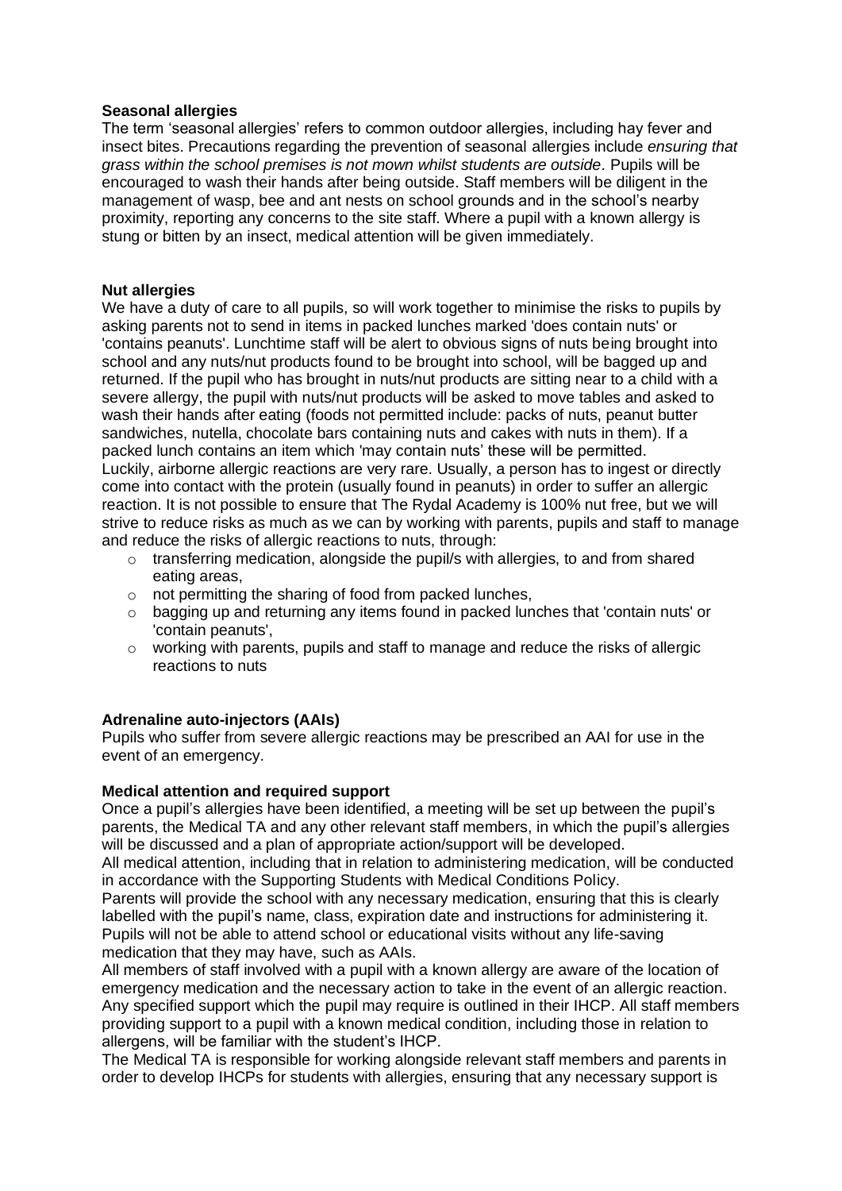**Seasonal allergies**

The term 'seasonal allergies' refers to common outdoor allergies, including hay fever and insect bites. Precautions regarding the prevention of seasonal allergies include *ensuring that grass within the school premises is not mown whilst students are outside*. Pupils will be encouraged to wash their hands after being outside. Staff members will be diligent in the management of wasp, bee and ant nests on school grounds and in the school's nearby proximity, reporting any concerns to the site staff. Where a pupil with a known allergy is stung or bitten by an insect, medical attention will be given immediately.

**Nut allergies**

We have a duty of care to all pupils, so will work together to minimise the risks to pupils by asking parents not to send in items in packed lunches marked 'does contain nuts' or 'contains peanuts'. Lunchtime staff will be alert to obvious signs of nuts being brought into school and any nuts/nut products found to be brought into school, will be bagged up and returned. If the pupil who has brought in nuts/nut products are sitting near to a child with a severe allergy, the pupil with nuts/nut products will be asked to move tables and asked to wash their hands after eating (foods not permitted include: packs of nuts, peanut butter sandwiches, nutella, chocolate bars containing nuts and cakes with nuts in them). If a packed lunch contains an item which 'may contain nuts' these will be permitted.

Luckily, airborne allergic reactions are very rare. Usually, a person has to ingest or directly come into contact with the protein (usually found in peanuts) in order to suffer an allergic reaction. It is not possible to ensure that The Rydal Academy is 100% nut free, but we will strive to reduce risks as much as we can by working with parents, pupils and staff to manage and reduce the risks of allergic reactions to nuts, through:

- transferring medication, alongside the pupil/s with allergies, to and from shared eating areas,
- not permitting the sharing of food from packed lunches,
- bagging up and returning any items found in packed lunches that 'contain nuts' or 'contain peanuts',
- working with parents, pupils and staff to manage and reduce the risks of allergic reactions to nuts

**Adrenaline auto-injectors (AAIs)**

Pupils who suffer from severe allergic reactions may be prescribed an AAI for use in the event of an emergency.

**Medical attention and required support**

Once a pupil's allergies have been identified, a meeting will be set up between the pupil's parents, the Medical TA and any other relevant staff members, in which the pupil's allergies will be discussed and a plan of appropriate action/support will be developed.

All medical attention, including that in relation to administering medication, will be conducted in accordance with the Supporting Students with Medical Conditions Policy.

Parents will provide the school with any necessary medication, ensuring that this is clearly labelled with the pupil's name, class, expiration date and instructions for administering it. Pupils will not be able to attend school or educational visits without any life-saving medication that they may have, such as AAIs.

All members of staff involved with a pupil with a known allergy are aware of the location of emergency medication and the necessary action to take in the event of an allergic reaction. Any specified support which the pupil may require is outlined in their IHCP. All staff members providing support to a pupil with a known medical condition, including those in relation to allergens, will be familiar with the student's IHCP.

The Medical TA is responsible for working alongside relevant staff members and parents in order to develop IHCPs for students with allergies, ensuring that any necessary support is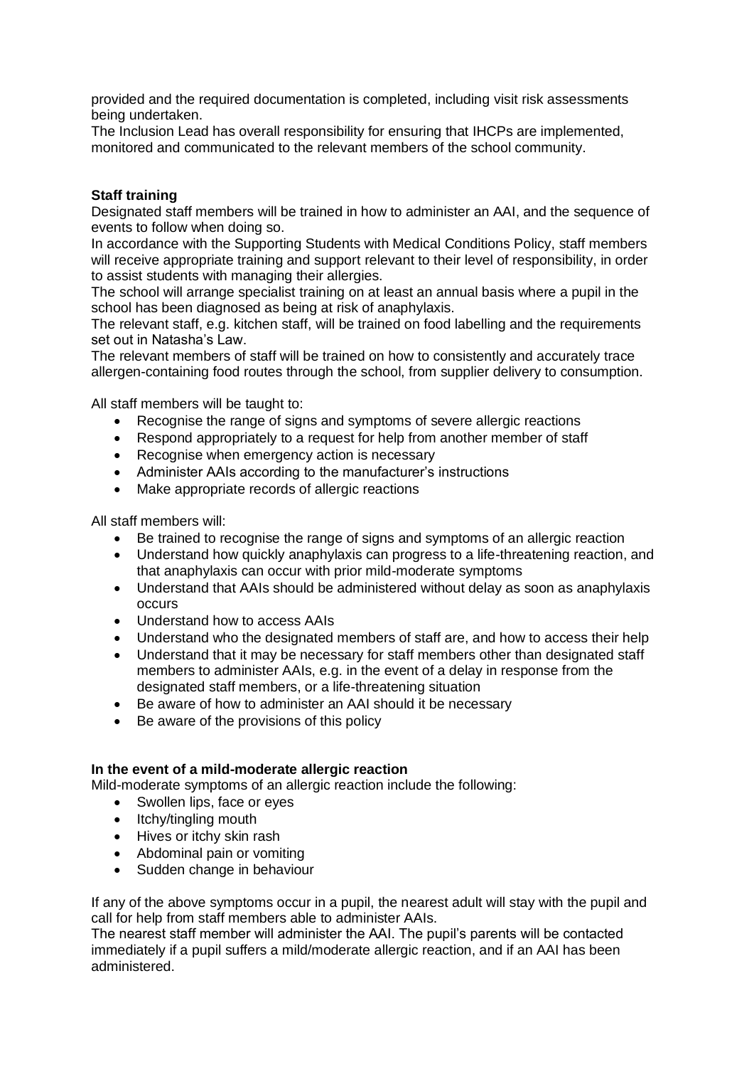provided and the required documentation is completed, including visit risk assessments being undertaken.

The Inclusion Lead has overall responsibility for ensuring that IHCPs are implemented, monitored and communicated to the relevant members of the school community.

**Staff training**

Designated staff members will be trained in how to administer an AAI, and the sequence of events to follow when doing so.

In accordance with the Supporting Students with Medical Conditions Policy, staff members will receive appropriate training and support relevant to their level of responsibility, in order to assist students with managing their allergies.

The school will arrange specialist training on at least an annual basis where a pupil in the school has been diagnosed as being at risk of anaphylaxis.

The relevant staff, e.g. kitchen staff, will be trained on food labelling and the requirements set out in Natasha's Law.

The relevant members of staff will be trained on how to consistently and accurately trace allergen-containing food routes through the school, from supplier delivery to consumption.

All staff members will be taught to:

- Recognise the range of signs and symptoms of severe allergic reactions
- Respond appropriately to a request for help from another member of staff
- Recognise when emergency action is necessary
- Administer AAIs according to the manufacturer's instructions
- Make appropriate records of allergic reactions

All staff members will:

- Be trained to recognise the range of signs and symptoms of an allergic reaction
- Understand how quickly anaphylaxis can progress to a life-threatening reaction, and that anaphylaxis can occur with prior mild-moderate symptoms
- Understand that AAIs should be administered without delay as soon as anaphylaxis occurs
- Understand how to access AAIs
- Understand who the designated members of staff are, and how to access their help
- Understand that it may be necessary for staff members other than designated staff members to administer AAIs, e.g. in the event of a delay in response from the designated staff members, or a life-threatening situation
- Be aware of how to administer an AAI should it be necessary
- Be aware of the provisions of this policy

**In the event of a mild-moderate allergic reaction**

Mild-moderate symptoms of an allergic reaction include the following:

- Swollen lips, face or eyes
- Itchy/tingling mouth
- Hives or itchy skin rash
- Abdominal pain or vomiting
- Sudden change in behaviour

If any of the above symptoms occur in a pupil, the nearest adult will stay with the pupil and call for help from staff members able to administer AAIs.

The nearest staff member will administer the AAI. The pupil's parents will be contacted immediately if a pupil suffers a mild/moderate allergic reaction, and if an AAI has been administered.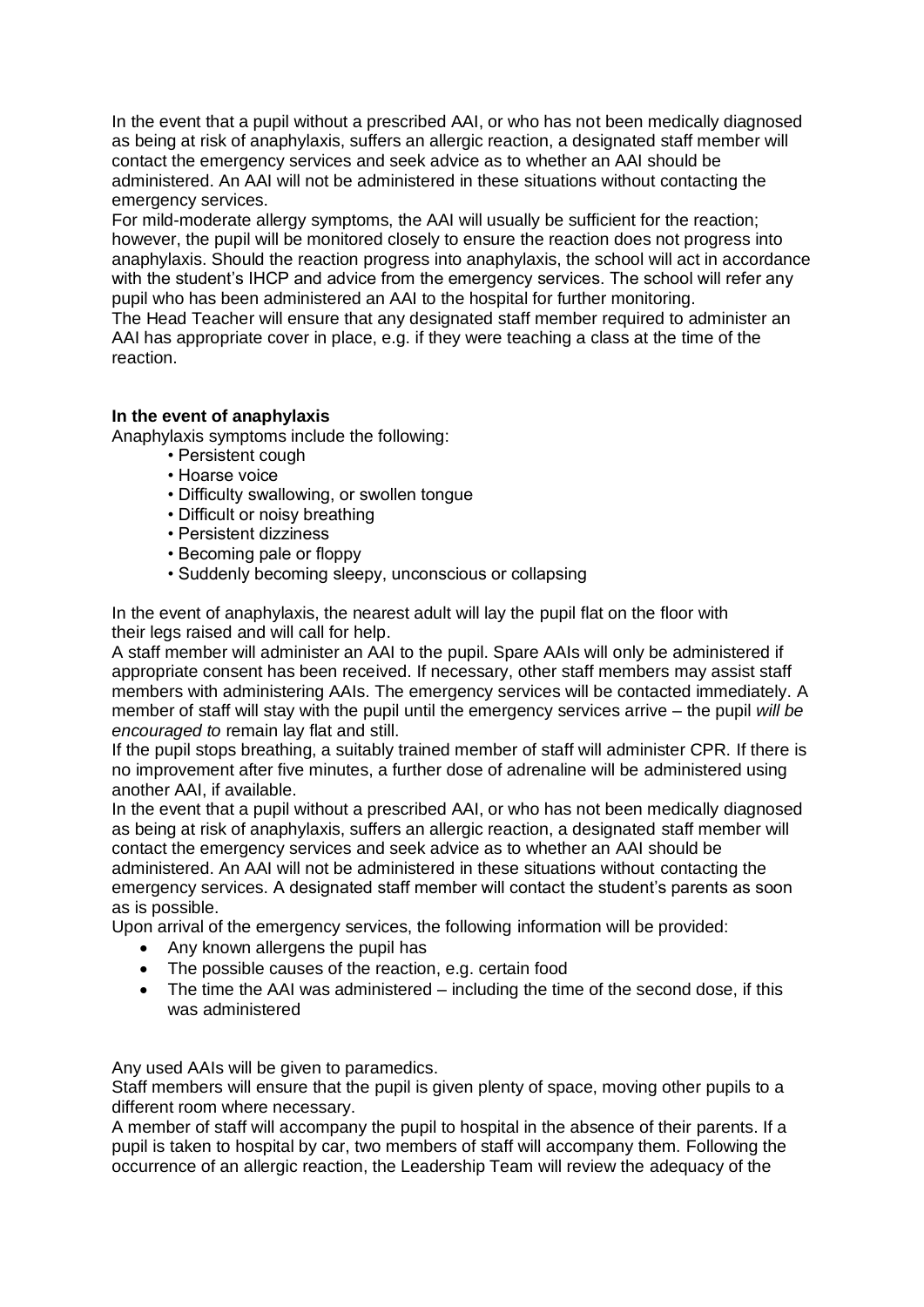In the event that a pupil without a prescribed AAI, or who has not been medically diagnosed as being at risk of anaphylaxis, suffers an allergic reaction, a designated staff member will contact the emergency services and seek advice as to whether an AAI should be administered. An AAI will not be administered in these situations without contacting the emergency services.
For mild-moderate allergy symptoms, the AAI will usually be sufficient for the reaction; however, the pupil will be monitored closely to ensure the reaction does not progress into anaphylaxis. Should the reaction progress into anaphylaxis, the school will act in accordance with the student's IHCP and advice from the emergency services. The school will refer any pupil who has been administered an AAI to the hospital for further monitoring.
The Head Teacher will ensure that any designated staff member required to administer an AAI has appropriate cover in place, e.g. if they were teaching a class at the time of the reaction.

**In the event of anaphylaxis**

Anaphylaxis symptoms include the following:

- Persistent cough
- Hoarse voice
- Difficulty swallowing, or swollen tongue
- Difficult or noisy breathing
- Persistent dizziness
- Becoming pale or floppy
- Suddenly becoming sleepy, unconscious or collapsing

In the event of anaphylaxis, the nearest adult will lay the pupil flat on the floor with their legs raised and will call for help.
A staff member will administer an AAI to the pupil. Spare AAIs will only be administered if appropriate consent has been received. If necessary, other staff members may assist staff members with administering AAIs. The emergency services will be contacted immediately. A member of staff will stay with the pupil until the emergency services arrive – the pupil *will be encouraged to* remain lay flat and still.
If the pupil stops breathing, a suitably trained member of staff will administer CPR. If there is no improvement after five minutes, a further dose of adrenaline will be administered using another AAI, if available.
In the event that a pupil without a prescribed AAI, or who has not been medically diagnosed as being at risk of anaphylaxis, suffers an allergic reaction, a designated staff member will contact the emergency services and seek advice as to whether an AAI should be administered. An AAI will not be administered in these situations without contacting the emergency services. A designated staff member will contact the student's parents as soon as is possible.
Upon arrival of the emergency services, the following information will be provided:

- Any known allergens the pupil has
- The possible causes of the reaction, e.g. certain food
- The time the AAI was administered – including the time of the second dose, if this was administered

Any used AAIs will be given to paramedics.
Staff members will ensure that the pupil is given plenty of space, moving other pupils to a different room where necessary.
A member of staff will accompany the pupil to hospital in the absence of their parents. If a pupil is taken to hospital by car, two members of staff will accompany them. Following the occurrence of an allergic reaction, the Leadership Team will review the adequacy of the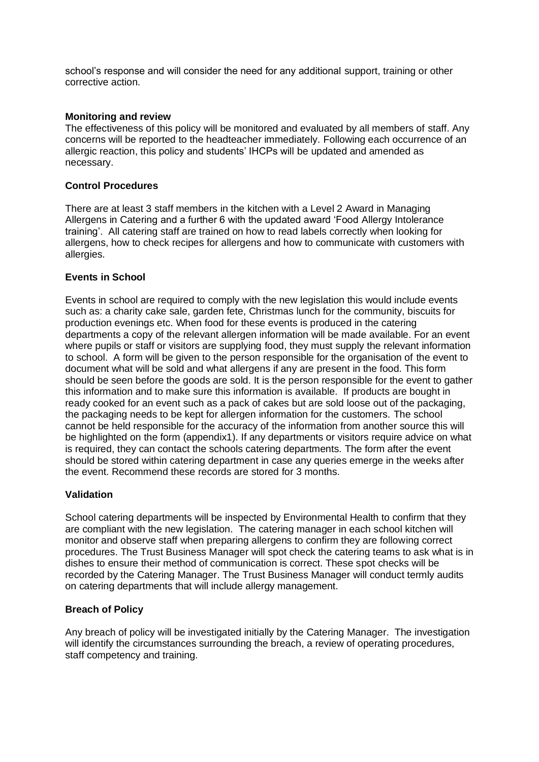school's response and will consider the need for any additional support, training or other corrective action.

**Monitoring and review**

The effectiveness of this policy will be monitored and evaluated by all members of staff. Any concerns will be reported to the headteacher immediately. Following each occurrence of an allergic reaction, this policy and students' IHCPs will be updated and amended as necessary.

**Control Procedures**

There are at least 3 staff members in the kitchen with a Level 2 Award in Managing Allergens in Catering and a further 6 with the updated award 'Food Allergy Intolerance training'. All catering staff are trained on how to read labels correctly when looking for allergens, how to check recipes for allergens and how to communicate with customers with allergies.

**Events in School**

Events in school are required to comply with the new legislation this would include events such as: a charity cake sale, garden fete, Christmas lunch for the community, biscuits for production evenings etc. When food for these events is produced in the catering departments a copy of the relevant allergen information will be made available. For an event where pupils or staff or visitors are supplying food, they must supply the relevant information to school. A form will be given to the person responsible for the organisation of the event to document what will be sold and what allergens if any are present in the food. This form should be seen before the goods are sold. It is the person responsible for the event to gather this information and to make sure this information is available. If products are bought in ready cooked for an event such as a pack of cakes but are sold loose out of the packaging, the packaging needs to be kept for allergen information for the customers. The school cannot be held responsible for the accuracy of the information from another source this will be highlighted on the form (appendix1). If any departments or visitors require advice on what is required, they can contact the schools catering departments. The form after the event should be stored within catering department in case any queries emerge in the weeks after the event. Recommend these records are stored for 3 months.

**Validation**

School catering departments will be inspected by Environmental Health to confirm that they are compliant with the new legislation. The catering manager in each school kitchen will monitor and observe staff when preparing allergens to confirm they are following correct procedures. The Trust Business Manager will spot check the catering teams to ask what is in dishes to ensure their method of communication is correct. These spot checks will be recorded by the Catering Manager. The Trust Business Manager will conduct termly audits on catering departments that will include allergy management.

**Breach of Policy**

Any breach of policy will be investigated initially by the Catering Manager. The investigation will identify the circumstances surrounding the breach, a review of operating procedures, staff competency and training.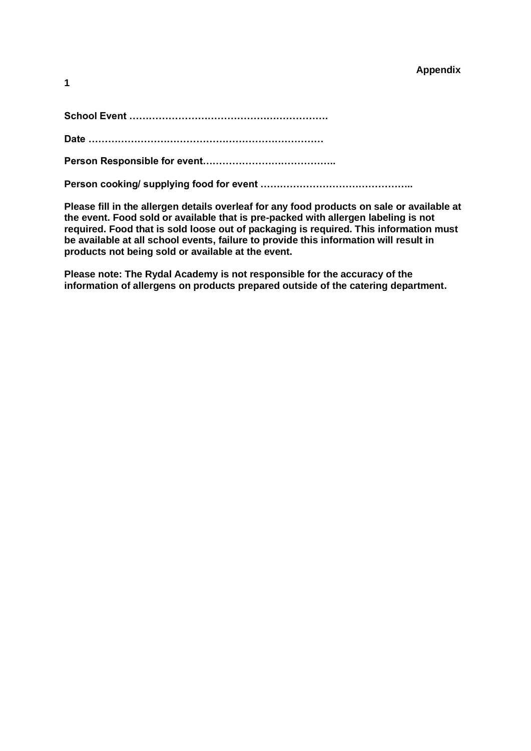**Appendix 1**

**School Event …………………………………………………….**

**Date ………………………………………………………………**

**Person Responsible for event…………………………………..**

**Person cooking/ supplying food for event ……………………………………..**

**Please fill in the allergen details overleaf for any food products on sale or available at the event. Food sold or available that is pre-packed with allergen labeling is not required. Food that is sold loose out of packaging is required. This information must be available at all school events, failure to provide this information will result in products not being sold or available at the event.**

**Please note: The Rydal Academy is not responsible for the accuracy of the information of allergens on products prepared outside of the catering department.**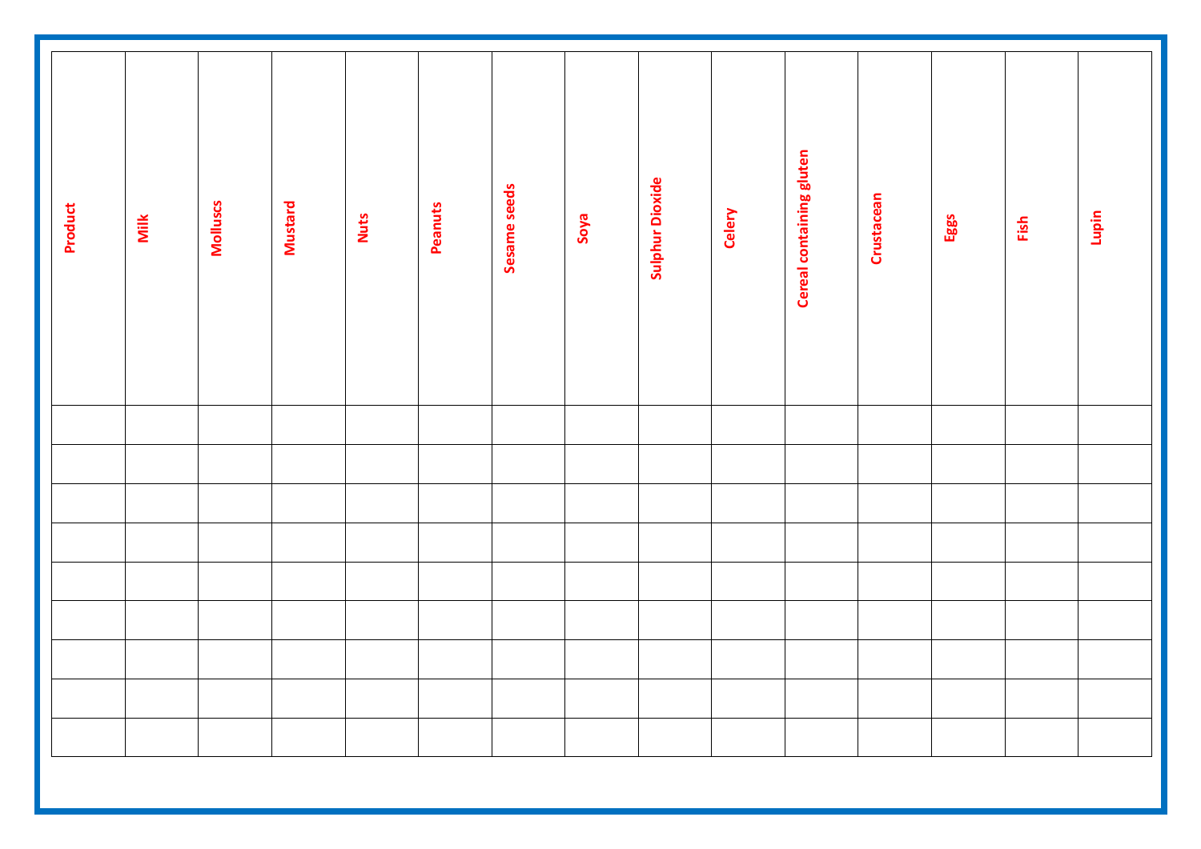| Product | Milk | Molluscs | Mustard | Nuts | Peanuts | Sesame seeds | Soya | Sulphur Dioxide | Celery | Cereal containing gluten | Crustacean | Eggs | Fish | Lupin |
|---|---|---|---|---|---|---|---|---|---|---|---|---|---|---|
| | | | | | | | | | | | | | | |
| | | | | | | | | | | | | | | |
| | | | | | | | | | | | | | | |
| | | | | | | | | | | | | | | |
| | | | | | | | | | | | | | | |
| | | | | | | | | | | | | | | |
| | | | | | | | | | | | | | | |
| | | | | | | | | | | | | | | |
| | | | | | | | | | | | | | | |